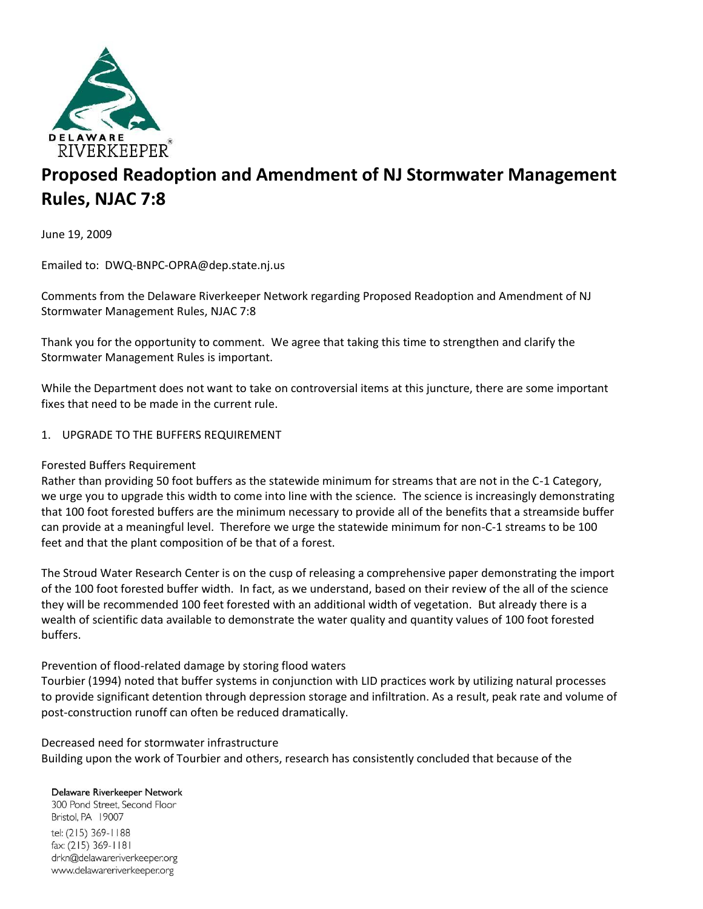DELAWARE RIVERKEEPER®

# Proposed Readoption and Amendment of NJ Stormwater Management Rules, NJAC 7:8

June 19, 2009

Emailed to: DWQ-BNPC-OPRA@dep.state.nj.us

Comments from the Delaware Riverkeeper Network regarding Proposed Readoption and Amendment of NJ Stormwater Management Rules, NJAC 7:8

Thank you for the opportunity to comment. We agree that taking this time to strengthen and clarify the Stormwater Management Rules is important.

While the Department does not want to take on controversial items at this juncture, there are some important fixes that need to be made in the current rule.

1. UPGRADE TO THE BUFFERS REQUIREMENT

Forested Buffers Requirement

Rather than providing 50 foot buffers as the statewide minimum for streams that are not in the C-1 Category, we urge you to upgrade this width to come into line with the science. The science is increasingly demonstrating that 100 foot forested buffers are the minimum necessary to provide all of the benefits that a streamside buffer can provide at a meaningful level. Therefore we urge the statewide minimum for non-C-1 streams to be 100 feet and that the plant composition of be that of a forest.

The Stroud Water Research Center is on the cusp of releasing a comprehensive paper demonstrating the import of the 100 foot forested buffer width. In fact, as we understand, based on their review of the all of the science they will be recommended 100 feet forested with an additional width of vegetation. But already there is a wealth of scientific data available to demonstrate the water quality and quantity values of 100 foot forested buffers.

Prevention of flood-related damage by storing flood waters

Tourbier (1994) noted that buffer systems in conjunction with LID practices work by utilizing natural processes to provide significant detention through depression storage and infiltration. As a result, peak rate and volume of post-construction runoff can often be reduced dramatically.

Decreased need for stormwater infrastructure

Building upon the work of Tourbier and others, research has consistently concluded that because of the

Delaware Riverkeeper Network
300 Pond Street, Second Floor
Bristol, PA 19007
tel: (215) 369-1188
fax: (215) 369-1181
drkn@delawareriverkeeper.org
www.delawareriverkeeper.org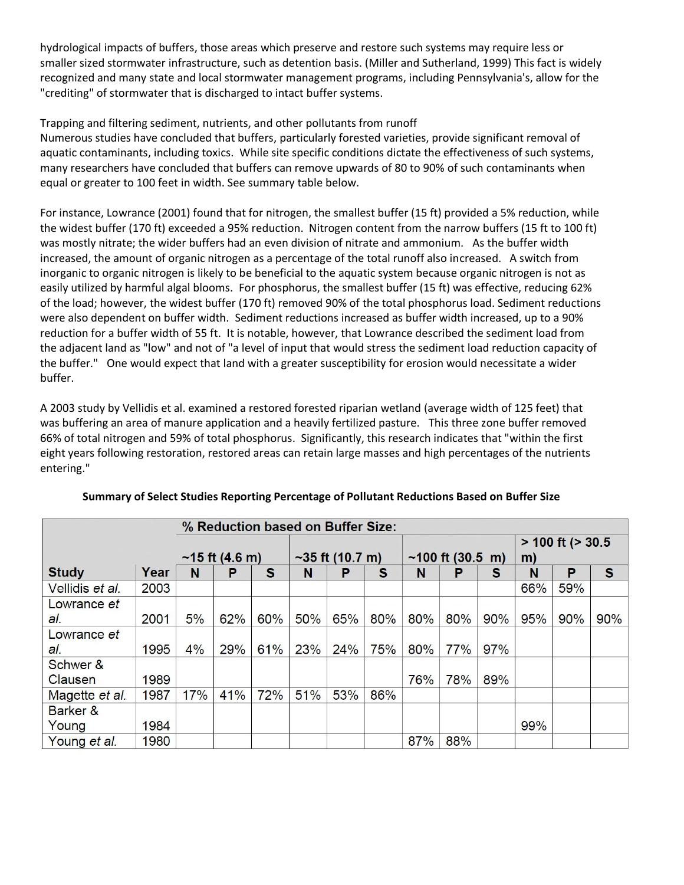hydrological impacts of buffers, those areas which preserve and restore such systems may require less or smaller sized stormwater infrastructure, such as detention basis. (Miller and Sutherland, 1999) This fact is widely recognized and many state and local stormwater management programs, including Pennsylvania's, allow for the "crediting" of stormwater that is discharged to intact buffer systems.

Trapping and filtering sediment, nutrients, and other pollutants from runoff

Numerous studies have concluded that buffers, particularly forested varieties, provide significant removal of aquatic contaminants, including toxics. While site specific conditions dictate the effectiveness of such systems, many researchers have concluded that buffers can remove upwards of 80 to 90% of such contaminants when equal or greater to 100 feet in width. See summary table below.

For instance, Lowrance (2001) found that for nitrogen, the smallest buffer (15 ft) provided a 5% reduction, while the widest buffer (170 ft) exceeded a 95% reduction. Nitrogen content from the narrow buffers (15 ft to 100 ft) was mostly nitrate; the wider buffers had an even division of nitrate and ammonium. As the buffer width increased, the amount of organic nitrogen as a percentage of the total runoff also increased. A switch from inorganic to organic nitrogen is likely to be beneficial to the aquatic system because organic nitrogen is not as easily utilized by harmful algal blooms. For phosphorus, the smallest buffer (15 ft) was effective, reducing 62% of the load; however, the widest buffer (170 ft) removed 90% of the total phosphorus load. Sediment reductions were also dependent on buffer width. Sediment reductions increased as buffer width increased, up to a 90% reduction for a buffer width of 55 ft. It is notable, however, that Lowrance described the sediment load from the adjacent land as "low" and not of "a level of input that would stress the sediment load reduction capacity of the buffer." One would expect that land with a greater susceptibility for erosion would necessitate a wider buffer.

A 2003 study by Vellidis et al. examined a restored forested riparian wetland (average width of 125 feet) that was buffering an area of manure application and a heavily fertilized pasture. This three zone buffer removed 66% of total nitrogen and 59% of total phosphorus. Significantly, this research indicates that "within the first eight years following restoration, restored areas can retain large masses and high percentages of the nutrients entering."

**Summary of Select Studies Reporting Percentage of Pollutant Reductions Based on Buffer Size**

| | | % Reduction based on Buffer Size: | | | | | | | | | | | |
|---|---|---|---|---|---|---|---|---|---|---|---|---|---|
| | | ~15 ft (4.6 m) | | | ~35 ft (10.7 m) | | | ~100 ft (30.5 m) | | | > 100 ft (> 30.5 m) | | |
| **Study** | **Year** | **N** | **P** | **S** | **N** | **P** | **S** | **N** | **P** | **S** | **N** | **P** | **S** |
| Vellidis *et al.* | 2003 | | | | | | | | | | 66% | 59% | |
| Lowrance *et al.* | 2001 | 5% | 62% | 60% | 50% | 65% | 80% | 80% | 80% | 90% | 95% | 90% | 90% |
| Lowrance *et al.* | 1995 | 4% | 29% | 61% | 23% | 24% | 75% | 80% | 77% | 97% | | | |
| Schwer & Clausen | 1989 | | | | | | | 76% | 78% | 89% | | | |
| Magette *et al.* | 1987 | 17% | 41% | 72% | 51% | 53% | 86% | | | | | | |
| Barker & Young | 1984 | | | | | | | | | | 99% | | |
| Young *et al.* | 1980 | | | | | | | 87% | 88% | | | | |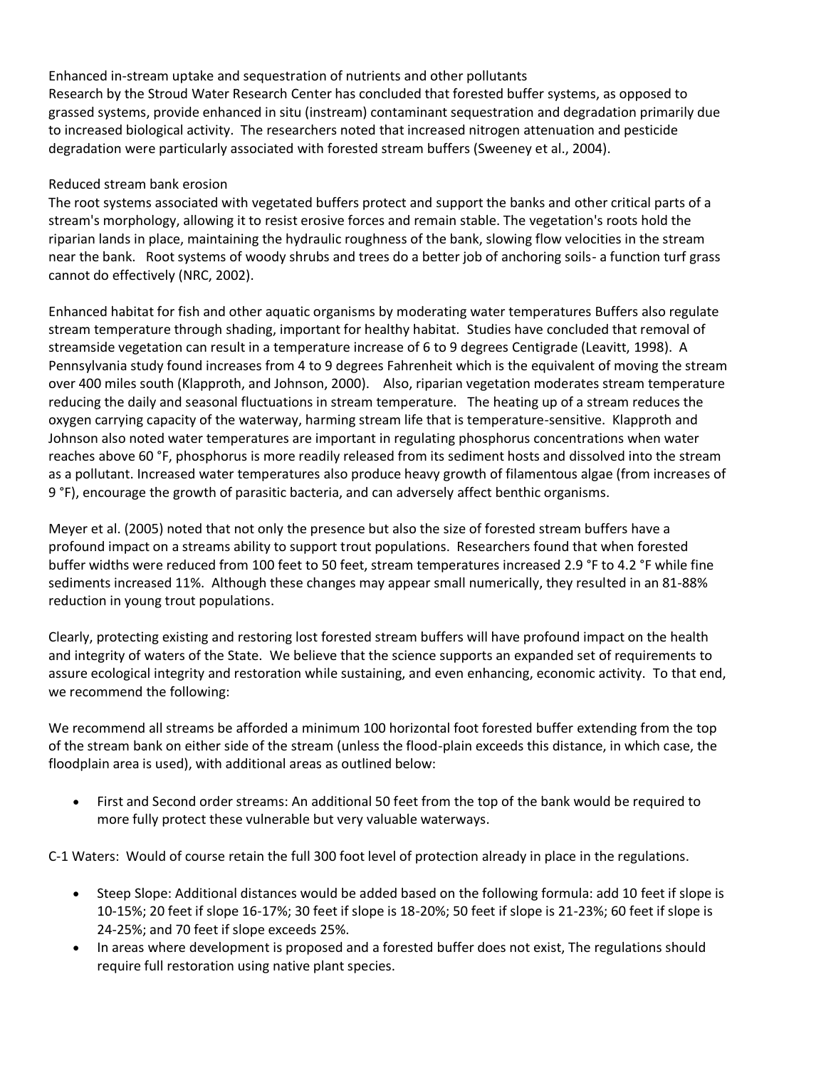Enhanced in-stream uptake and sequestration of nutrients and other pollutants
Research by the Stroud Water Research Center has concluded that forested buffer systems, as opposed to grassed systems, provide enhanced in situ (instream) contaminant sequestration and degradation primarily due to increased biological activity. The researchers noted that increased nitrogen attenuation and pesticide degradation were particularly associated with forested stream buffers (Sweeney et al., 2004).

Reduced stream bank erosion
The root systems associated with vegetated buffers protect and support the banks and other critical parts of a stream's morphology, allowing it to resist erosive forces and remain stable. The vegetation's roots hold the riparian lands in place, maintaining the hydraulic roughness of the bank, slowing flow velocities in the stream near the bank. Root systems of woody shrubs and trees do a better job of anchoring soils- a function turf grass cannot do effectively (NRC, 2002).

Enhanced habitat for fish and other aquatic organisms by moderating water temperatures Buffers also regulate stream temperature through shading, important for healthy habitat. Studies have concluded that removal of streamside vegetation can result in a temperature increase of 6 to 9 degrees Centigrade (Leavitt, 1998). A Pennsylvania study found increases from 4 to 9 degrees Fahrenheit which is the equivalent of moving the stream over 400 miles south (Klapproth, and Johnson, 2000). Also, riparian vegetation moderates stream temperature reducing the daily and seasonal fluctuations in stream temperature. The heating up of a stream reduces the oxygen carrying capacity of the waterway, harming stream life that is temperature-sensitive. Klapproth and Johnson also noted water temperatures are important in regulating phosphorus concentrations when water reaches above 60 °F, phosphorus is more readily released from its sediment hosts and dissolved into the stream as a pollutant. Increased water temperatures also produce heavy growth of filamentous algae (from increases of 9 °F), encourage the growth of parasitic bacteria, and can adversely affect benthic organisms.

Meyer et al. (2005) noted that not only the presence but also the size of forested stream buffers have a profound impact on a streams ability to support trout populations. Researchers found that when forested buffer widths were reduced from 100 feet to 50 feet, stream temperatures increased 2.9 °F to 4.2 °F while fine sediments increased 11%. Although these changes may appear small numerically, they resulted in an 81-88% reduction in young trout populations.

Clearly, protecting existing and restoring lost forested stream buffers will have profound impact on the health and integrity of waters of the State. We believe that the science supports an expanded set of requirements to assure ecological integrity and restoration while sustaining, and even enhancing, economic activity. To that end, we recommend the following:

We recommend all streams be afforded a minimum 100 horizontal foot forested buffer extending from the top of the stream bank on either side of the stream (unless the flood-plain exceeds this distance, in which case, the floodplain area is used), with additional areas as outlined below:

- First and Second order streams: An additional 50 feet from the top of the bank would be required to more fully protect these vulnerable but very valuable waterways.

C-1 Waters: Would of course retain the full 300 foot level of protection already in place in the regulations.

- Steep Slope: Additional distances would be added based on the following formula: add 10 feet if slope is 10-15%; 20 feet if slope 16-17%; 30 feet if slope is 18-20%; 50 feet if slope is 21-23%; 60 feet if slope is 24-25%; and 70 feet if slope exceeds 25%.
- In areas where development is proposed and a forested buffer does not exist, The regulations should require full restoration using native plant species.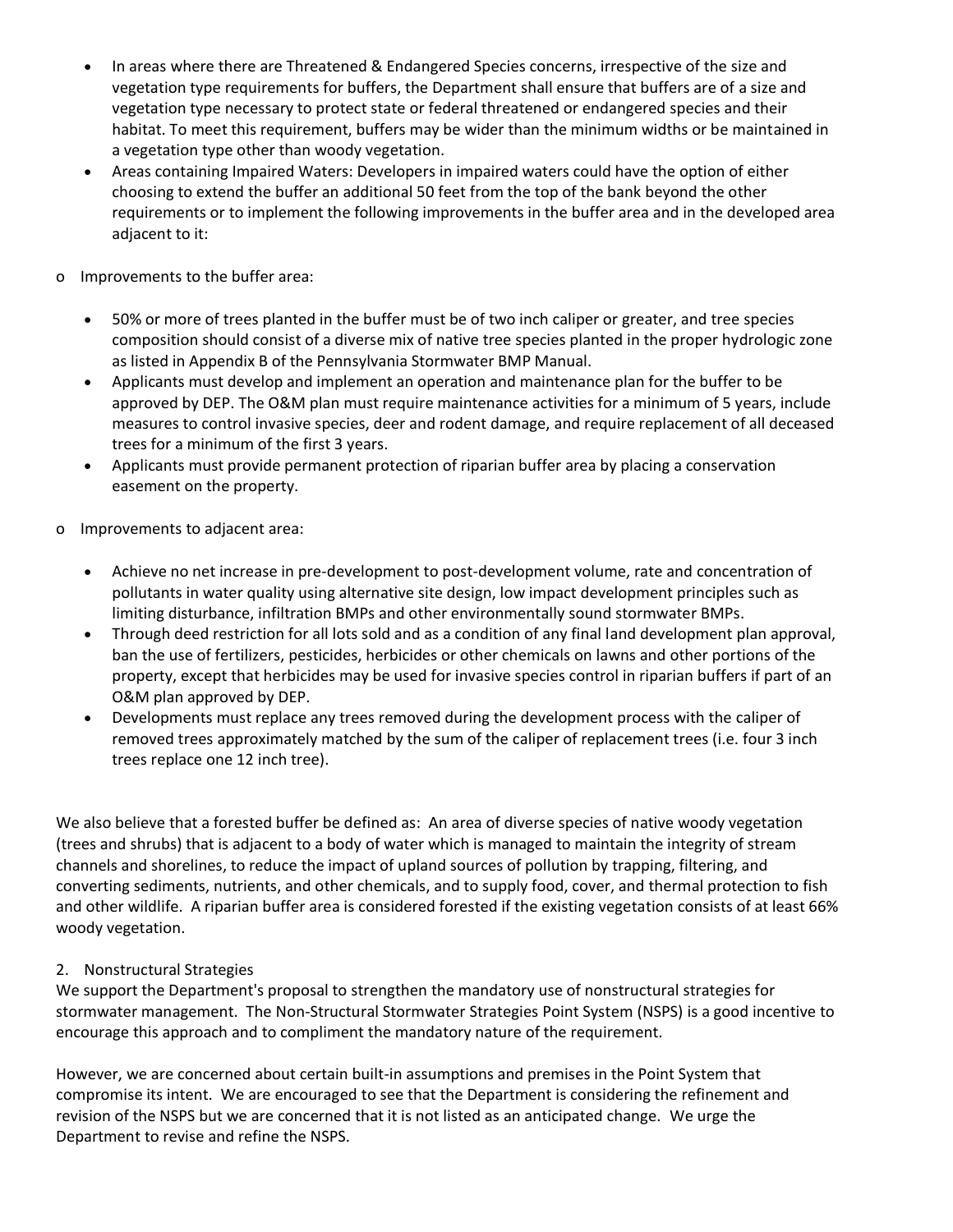- In areas where there are Threatened & Endangered Species concerns, irrespective of the size and vegetation type requirements for buffers, the Department shall ensure that buffers are of a size and vegetation type necessary to protect state or federal threatened or endangered species and their habitat. To meet this requirement, buffers may be wider than the minimum widths or be maintained in a vegetation type other than woody vegetation.
- Areas containing Impaired Waters: Developers in impaired waters could have the option of either choosing to extend the buffer an additional 50 feet from the top of the bank beyond the other requirements or to implement the following improvements in the buffer area and in the developed area adjacent to it:

o Improvements to the buffer area:

- 50% or more of trees planted in the buffer must be of two inch caliper or greater, and tree species composition should consist of a diverse mix of native tree species planted in the proper hydrologic zone as listed in Appendix B of the Pennsylvania Stormwater BMP Manual.
- Applicants must develop and implement an operation and maintenance plan for the buffer to be approved by DEP. The O&M plan must require maintenance activities for a minimum of 5 years, include measures to control invasive species, deer and rodent damage, and require replacement of all deceased trees for a minimum of the first 3 years.
- Applicants must provide permanent protection of riparian buffer area by placing a conservation easement on the property.

o Improvements to adjacent area:

- Achieve no net increase in pre-development to post-development volume, rate and concentration of pollutants in water quality using alternative site design, low impact development principles such as limiting disturbance, infiltration BMPs and other environmentally sound stormwater BMPs.
- Through deed restriction for all lots sold and as a condition of any final land development plan approval, ban the use of fertilizers, pesticides, herbicides or other chemicals on lawns and other portions of the property, except that herbicides may be used for invasive species control in riparian buffers if part of an O&M plan approved by DEP.
- Developments must replace any trees removed during the development process with the caliper of removed trees approximately matched by the sum of the caliper of replacement trees (i.e. four 3 inch trees replace one 12 inch tree).

We also believe that a forested buffer be defined as: An area of diverse species of native woody vegetation (trees and shrubs) that is adjacent to a body of water which is managed to maintain the integrity of stream channels and shorelines, to reduce the impact of upland sources of pollution by trapping, filtering, and converting sediments, nutrients, and other chemicals, and to supply food, cover, and thermal protection to fish and other wildlife. A riparian buffer area is considered forested if the existing vegetation consists of at least 66% woody vegetation.

2. Nonstructural Strategies

We support the Department's proposal to strengthen the mandatory use of nonstructural strategies for stormwater management. The Non-Structural Stormwater Strategies Point System (NSPS) is a good incentive to encourage this approach and to compliment the mandatory nature of the requirement.

However, we are concerned about certain built-in assumptions and premises in the Point System that compromise its intent. We are encouraged to see that the Department is considering the refinement and revision of the NSPS but we are concerned that it is not listed as an anticipated change. We urge the Department to revise and refine the NSPS.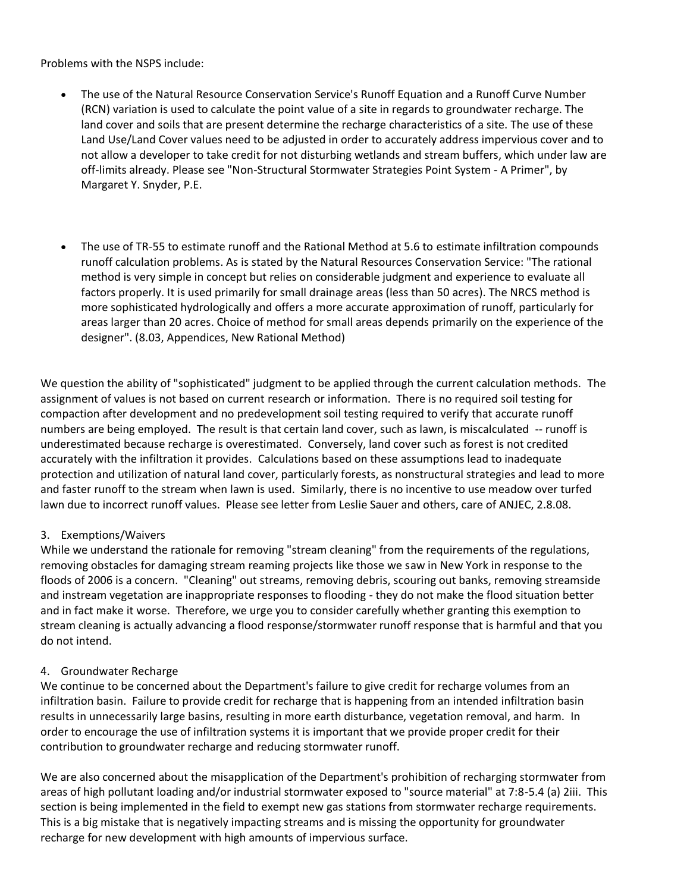Problems with the NSPS include:

- The use of the Natural Resource Conservation Service's Runoff Equation and a Runoff Curve Number (RCN) variation is used to calculate the point value of a site in regards to groundwater recharge. The land cover and soils that are present determine the recharge characteristics of a site. The use of these Land Use/Land Cover values need to be adjusted in order to accurately address impervious cover and to not allow a developer to take credit for not disturbing wetlands and stream buffers, which under law are off-limits already. Please see "Non-Structural Stormwater Strategies Point System - A Primer", by Margaret Y. Snyder, P.E.

- The use of TR-55 to estimate runoff and the Rational Method at 5.6 to estimate infiltration compounds runoff calculation problems. As is stated by the Natural Resources Conservation Service: "The rational method is very simple in concept but relies on considerable judgment and experience to evaluate all factors properly. It is used primarily for small drainage areas (less than 50 acres). The NRCS method is more sophisticated hydrologically and offers a more accurate approximation of runoff, particularly for areas larger than 20 acres. Choice of method for small areas depends primarily on the experience of the designer". (8.03, Appendices, New Rational Method)

We question the ability of "sophisticated" judgment to be applied through the current calculation methods. The assignment of values is not based on current research or information. There is no required soil testing for compaction after development and no predevelopment soil testing required to verify that accurate runoff numbers are being employed. The result is that certain land cover, such as lawn, is miscalculated -- runoff is underestimated because recharge is overestimated. Conversely, land cover such as forest is not credited accurately with the infiltration it provides. Calculations based on these assumptions lead to inadequate protection and utilization of natural land cover, particularly forests, as nonstructural strategies and lead to more and faster runoff to the stream when lawn is used. Similarly, there is no incentive to use meadow over turfed lawn due to incorrect runoff values. Please see letter from Leslie Sauer and others, care of ANJEC, 2.8.08.

3. Exemptions/Waivers

While we understand the rationale for removing "stream cleaning" from the requirements of the regulations, removing obstacles for damaging stream reaming projects like those we saw in New York in response to the floods of 2006 is a concern. "Cleaning" out streams, removing debris, scouring out banks, removing streamside and instream vegetation are inappropriate responses to flooding - they do not make the flood situation better and in fact make it worse. Therefore, we urge you to consider carefully whether granting this exemption to stream cleaning is actually advancing a flood response/stormwater runoff response that is harmful and that you do not intend.

4. Groundwater Recharge

We continue to be concerned about the Department's failure to give credit for recharge volumes from an infiltration basin. Failure to provide credit for recharge that is happening from an intended infiltration basin results in unnecessarily large basins, resulting in more earth disturbance, vegetation removal, and harm. In order to encourage the use of infiltration systems it is important that we provide proper credit for their contribution to groundwater recharge and reducing stormwater runoff.

We are also concerned about the misapplication of the Department's prohibition of recharging stormwater from areas of high pollutant loading and/or industrial stormwater exposed to "source material" at 7:8-5.4 (a) 2iii. This section is being implemented in the field to exempt new gas stations from stormwater recharge requirements. This is a big mistake that is negatively impacting streams and is missing the opportunity for groundwater recharge for new development with high amounts of impervious surface.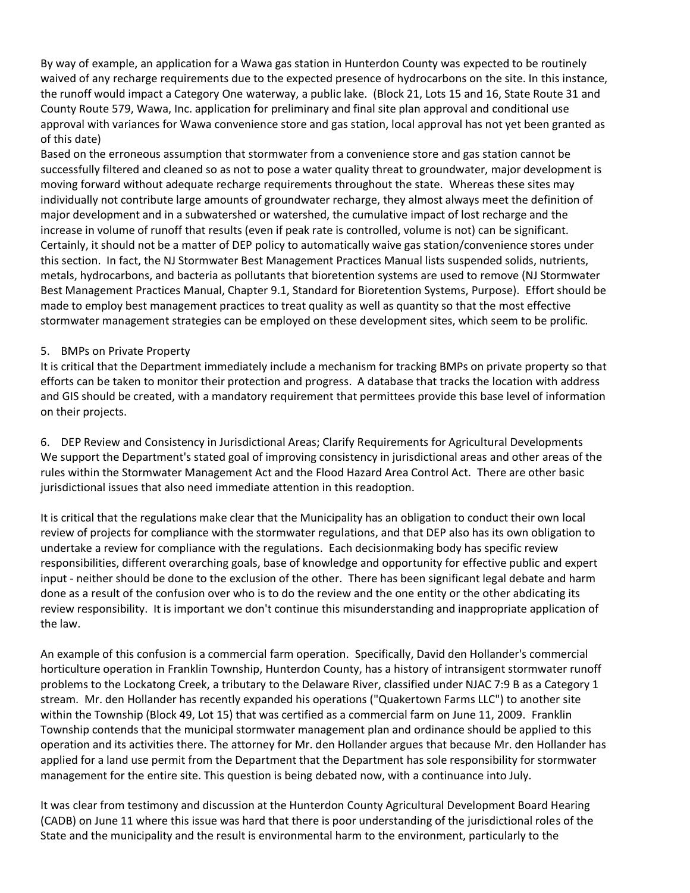By way of example, an application for a Wawa gas station in Hunterdon County was expected to be routinely waived of any recharge requirements due to the expected presence of hydrocarbons on the site. In this instance, the runoff would impact a Category One waterway, a public lake. (Block 21, Lots 15 and 16, State Route 31 and County Route 579, Wawa, Inc. application for preliminary and final site plan approval and conditional use approval with variances for Wawa convenience store and gas station, local approval has not yet been granted as of this date)

Based on the erroneous assumption that stormwater from a convenience store and gas station cannot be successfully filtered and cleaned so as not to pose a water quality threat to groundwater, major development is moving forward without adequate recharge requirements throughout the state. Whereas these sites may individually not contribute large amounts of groundwater recharge, they almost always meet the definition of major development and in a subwatershed or watershed, the cumulative impact of lost recharge and the increase in volume of runoff that results (even if peak rate is controlled, volume is not) can be significant. Certainly, it should not be a matter of DEP policy to automatically waive gas station/convenience stores under this section. In fact, the NJ Stormwater Best Management Practices Manual lists suspended solids, nutrients, metals, hydrocarbons, and bacteria as pollutants that bioretention systems are used to remove (NJ Stormwater Best Management Practices Manual, Chapter 9.1, Standard for Bioretention Systems, Purpose). Effort should be made to employ best management practices to treat quality as well as quantity so that the most effective stormwater management strategies can be employed on these development sites, which seem to be prolific.

5. BMPs on Private Property

It is critical that the Department immediately include a mechanism for tracking BMPs on private property so that efforts can be taken to monitor their protection and progress. A database that tracks the location with address and GIS should be created, with a mandatory requirement that permittees provide this base level of information on their projects.

6. DEP Review and Consistency in Jurisdictional Areas; Clarify Requirements for Agricultural Developments

We support the Department's stated goal of improving consistency in jurisdictional areas and other areas of the rules within the Stormwater Management Act and the Flood Hazard Area Control Act. There are other basic jurisdictional issues that also need immediate attention in this readoption.

It is critical that the regulations make clear that the Municipality has an obligation to conduct their own local review of projects for compliance with the stormwater regulations, and that DEP also has its own obligation to undertake a review for compliance with the regulations. Each decisionmaking body has specific review responsibilities, different overarching goals, base of knowledge and opportunity for effective public and expert input - neither should be done to the exclusion of the other. There has been significant legal debate and harm done as a result of the confusion over who is to do the review and the one entity or the other abdicating its review responsibility. It is important we don't continue this misunderstanding and inappropriate application of the law.

An example of this confusion is a commercial farm operation. Specifically, David den Hollander's commercial horticulture operation in Franklin Township, Hunterdon County, has a history of intransigent stormwater runoff problems to the Lockatong Creek, a tributary to the Delaware River, classified under NJAC 7:9 B as a Category 1 stream. Mr. den Hollander has recently expanded his operations ("Quakertown Farms LLC") to another site within the Township (Block 49, Lot 15) that was certified as a commercial farm on June 11, 2009. Franklin Township contends that the municipal stormwater management plan and ordinance should be applied to this operation and its activities there. The attorney for Mr. den Hollander argues that because Mr. den Hollander has applied for a land use permit from the Department that the Department has sole responsibility for stormwater management for the entire site. This question is being debated now, with a continuance into July.

It was clear from testimony and discussion at the Hunterdon County Agricultural Development Board Hearing (CADB) on June 11 where this issue was hard that there is poor understanding of the jurisdictional roles of the State and the municipality and the result is environmental harm to the environment, particularly to the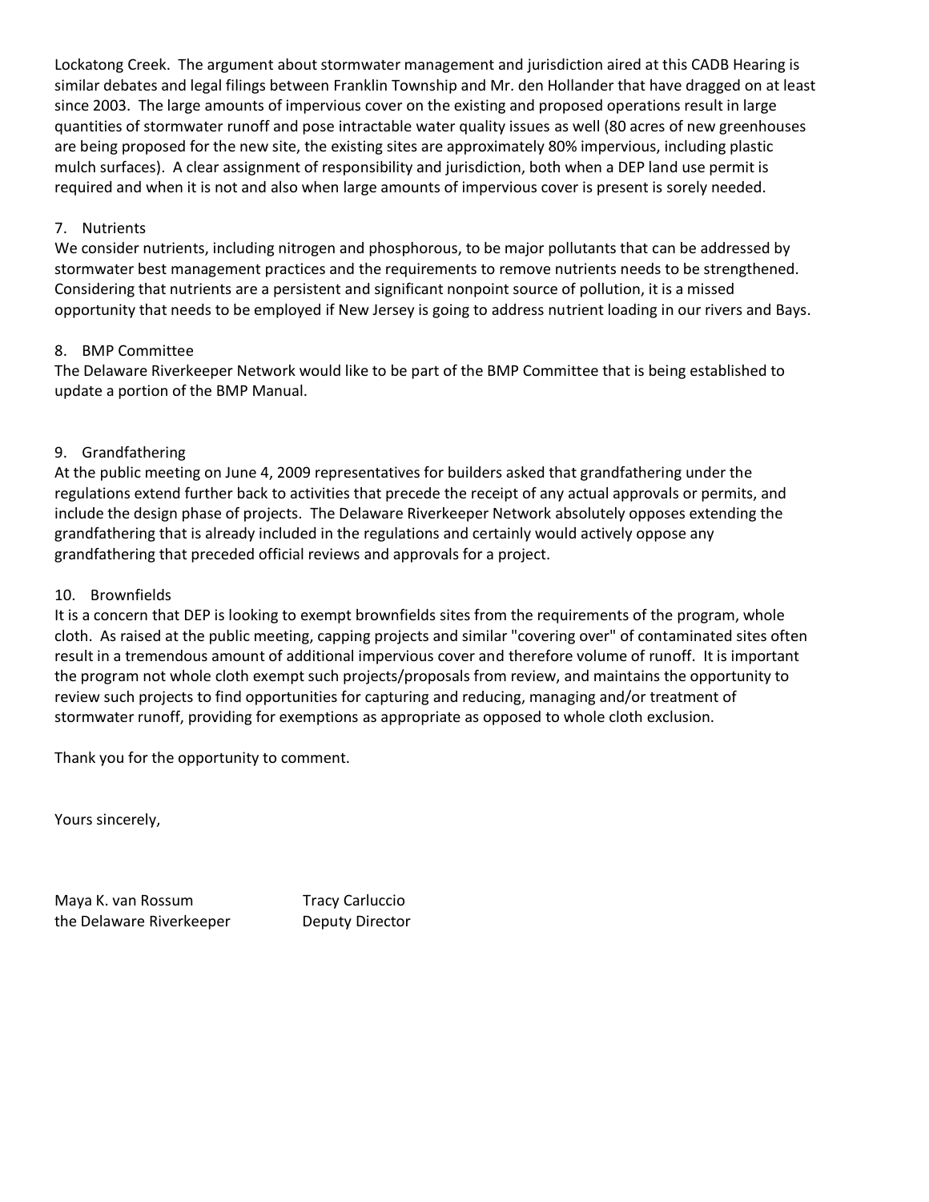Lockatong Creek. The argument about stormwater management and jurisdiction aired at this CADB Hearing is similar debates and legal filings between Franklin Township and Mr. den Hollander that have dragged on at least since 2003. The large amounts of impervious cover on the existing and proposed operations result in large quantities of stormwater runoff and pose intractable water quality issues as well (80 acres of new greenhouses are being proposed for the new site, the existing sites are approximately 80% impervious, including plastic mulch surfaces). A clear assignment of responsibility and jurisdiction, both when a DEP land use permit is required and when it is not and also when large amounts of impervious cover is present is sorely needed.

7. Nutrients

We consider nutrients, including nitrogen and phosphorous, to be major pollutants that can be addressed by stormwater best management practices and the requirements to remove nutrients needs to be strengthened. Considering that nutrients are a persistent and significant nonpoint source of pollution, it is a missed opportunity that needs to be employed if New Jersey is going to address nutrient loading in our rivers and Bays.

8. BMP Committee

The Delaware Riverkeeper Network would like to be part of the BMP Committee that is being established to update a portion of the BMP Manual.

9. Grandfathering

At the public meeting on June 4, 2009 representatives for builders asked that grandfathering under the regulations extend further back to activities that precede the receipt of any actual approvals or permits, and include the design phase of projects. The Delaware Riverkeeper Network absolutely opposes extending the grandfathering that is already included in the regulations and certainly would actively oppose any grandfathering that preceded official reviews and approvals for a project.

10. Brownfields

It is a concern that DEP is looking to exempt brownfields sites from the requirements of the program, whole cloth. As raised at the public meeting, capping projects and similar "covering over" of contaminated sites often result in a tremendous amount of additional impervious cover and therefore volume of runoff. It is important the program not whole cloth exempt such projects/proposals from review, and maintains the opportunity to review such projects to find opportunities for capturing and reducing, managing and/or treatment of stormwater runoff, providing for exemptions as appropriate as opposed to whole cloth exclusion.

Thank you for the opportunity to comment.

Yours sincerely,

Maya K. van Rossum
the Delaware Riverkeeper

Tracy Carluccio
Deputy Director